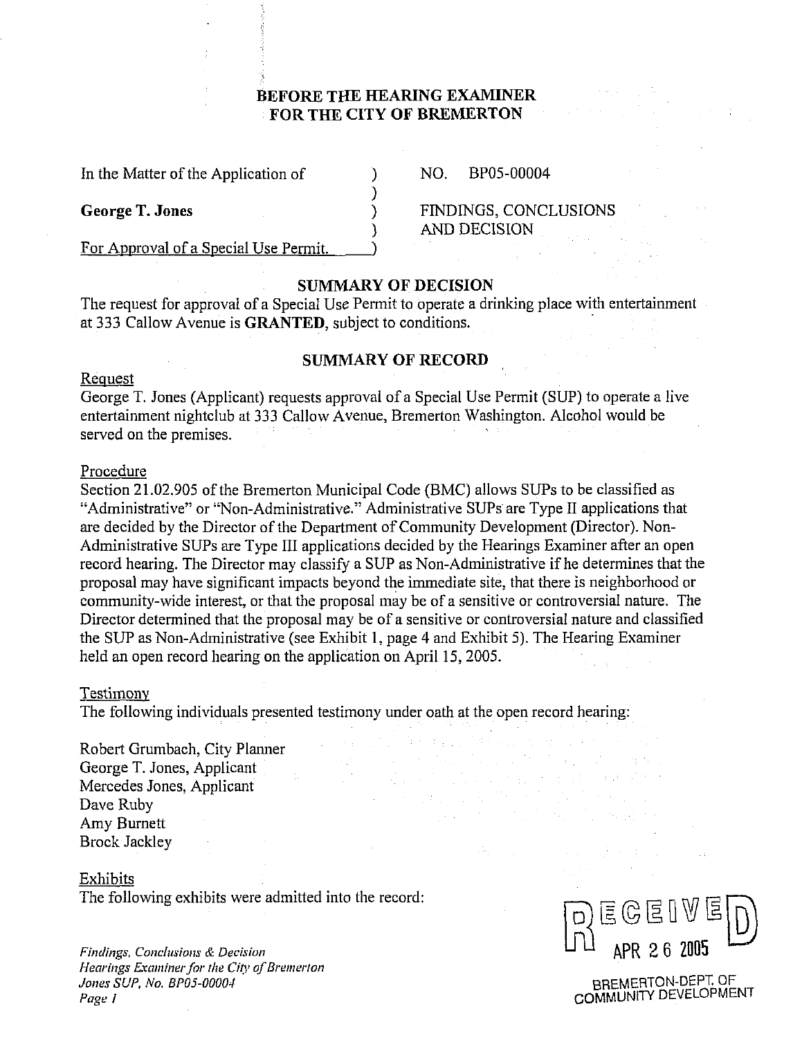**BEFORE THE HEARING EXAMINER**
**FOR THE CITY OF BREMERTON**

| | | |
|---|---|---|
| In the Matter of the Application of | ) | NO. BP05-00004 |
| | ) | |
| **George T. Jones** | ) | FINDINGS, CONCLUSIONS |
| | ) | AND DECISION |
| For Approval of a Special Use Permit. | ) | |

## SUMMARY OF DECISION

The request for approval of a Special Use Permit to operate a drinking place with entertainment at 333 Callow Avenue is **GRANTED**, subject to conditions.

## SUMMARY OF RECORD

Request

George T. Jones (Applicant) requests approval of a Special Use Permit (SUP) to operate a live entertainment nightclub at 333 Callow Avenue, Bremerton Washington. Alcohol would be served on the premises.

Procedure

Section 21.02.905 of the Bremerton Municipal Code (BMC) allows SUPs to be classified as "Administrative" or "Non-Administrative." Administrative SUPs are Type II applications that are decided by the Director of the Department of Community Development (Director). Non-Administrative SUPs are Type III applications decided by the Hearings Examiner after an open record hearing. The Director may classify a SUP as Non-Administrative if he determines that the proposal may have significant impacts beyond the immediate site, that there is neighborhood or community-wide interest, or that the proposal may be of a sensitive or controversial nature. The Director determined that the proposal may be of a sensitive or controversial nature and classified the SUP as Non-Administrative (see Exhibit 1, page 4 and Exhibit 5). The Hearing Examiner held an open record hearing on the application on April 15, 2005.

Testimony

The following individuals presented testimony under oath at the open record hearing:

Robert Grumbach, City Planner
George T. Jones, Applicant
Mercedes Jones, Applicant
Dave Ruby
Amy Burnett
Brock Jackley

Exhibits

The following exhibits were admitted into the record:

RECEIVED
APR 26 2005
BREMERTON-DEPT. OF COMMUNITY DEVELOPMENT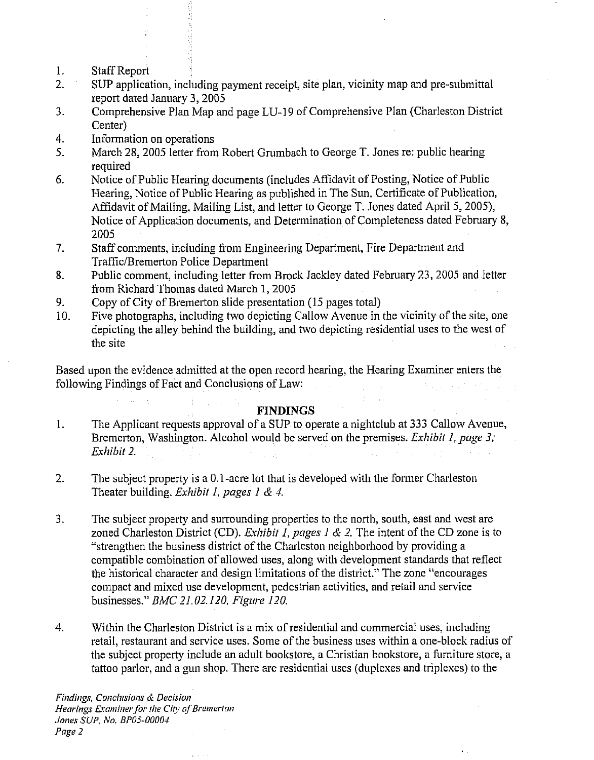1. Staff Report
2. SUP application, including payment receipt, site plan, vicinity map and pre-submittal report dated January 3, 2005
3. Comprehensive Plan Map and page LU-19 of Comprehensive Plan (Charleston District Center)
4. Information on operations
5. March 28, 2005 letter from Robert Grumbach to George T. Jones re: public hearing required
6. Notice of Public Hearing documents (includes Affidavit of Posting, Notice of Public Hearing, Notice of Public Hearing as published in The Sun, Certificate of Publication, Affidavit of Mailing, Mailing List, and letter to George T. Jones dated April 5, 2005), Notice of Application documents, and Determination of Completeness dated February 8, 2005
7. Staff comments, including from Engineering Department, Fire Department and Traffic/Bremerton Police Department
8. Public comment, including letter from Brock Jackley dated February 23, 2005 and letter from Richard Thomas dated March 1, 2005
9. Copy of City of Bremerton slide presentation (15 pages total)
10. Five photographs, including two depicting Callow Avenue in the vicinity of the site, one depicting the alley behind the building, and two depicting residential uses to the west of the site

Based upon the evidence admitted at the open record hearing, the Hearing Examiner enters the following Findings of Fact and Conclusions of Law:

## FINDINGS

1. The Applicant requests approval of a SUP to operate a nightclub at 333 Callow Avenue, Bremerton, Washington. Alcohol would be served on the premises. *Exhibit 1, page 3; Exhibit 2.*

2. The subject property is a 0.1-acre lot that is developed with the former Charleston Theater building. *Exhibit 1, pages 1 & 4.*

3. The subject property and surrounding properties to the north, south, east and west are zoned Charleston District (CD). *Exhibit 1, pages 1 & 2.* The intent of the CD zone is to "strengthen the business district of the Charleston neighborhood by providing a compatible combination of allowed uses, along with development standards that reflect the historical character and design limitations of the district." The zone "encourages compact and mixed use development, pedestrian activities, and retail and service businesses." *BMC 21.02.120, Figure 120.*

4. Within the Charleston District is a mix of residential and commercial uses, including retail, restaurant and service uses. Some of the business uses within a one-block radius of the subject property include an adult bookstore, a Christian bookstore, a furniture store, a tattoo parlor, and a gun shop. There are residential uses (duplexes and triplexes) to the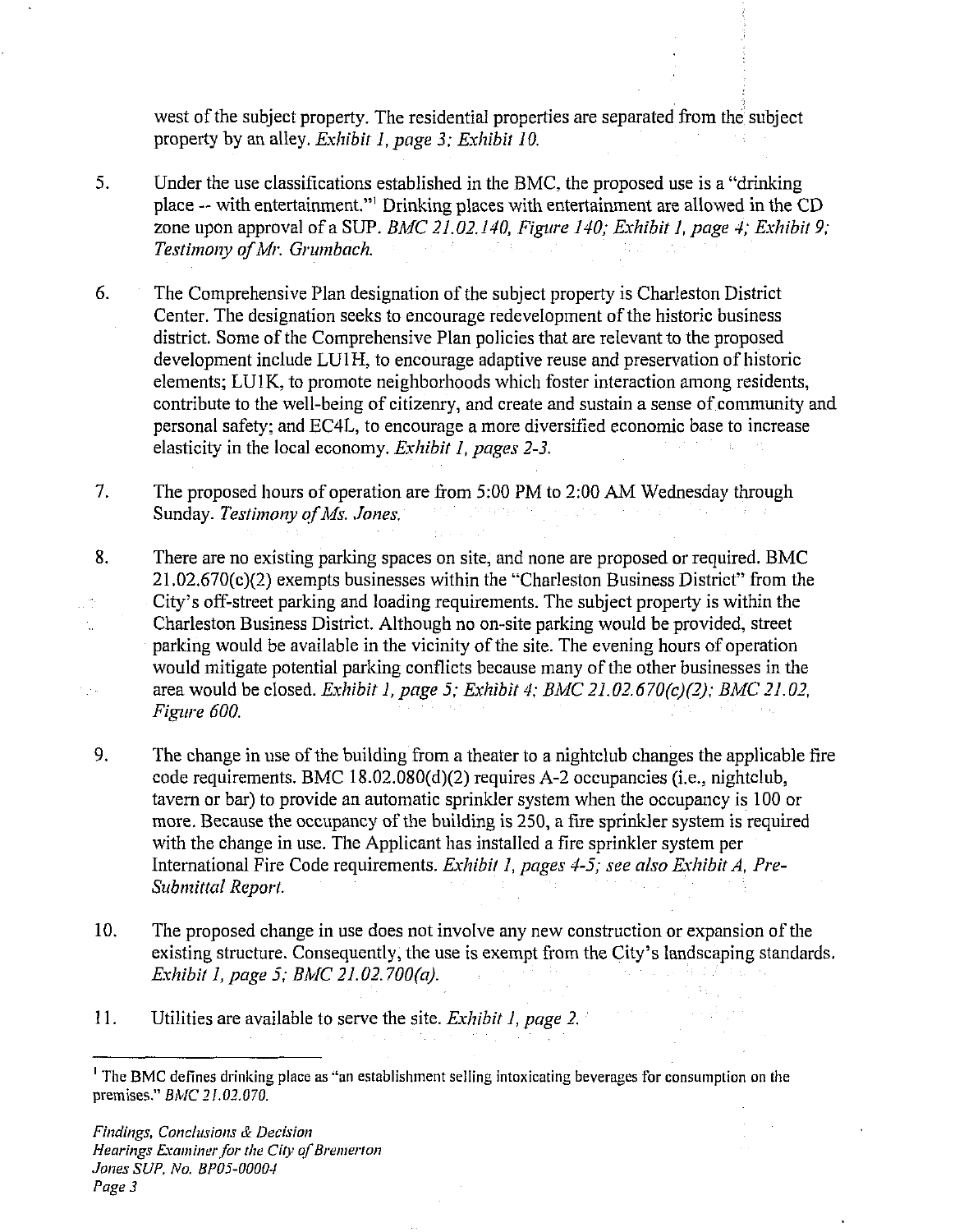west of the subject property. The residential properties are separated from the subject property by an alley. *Exhibit 1, page 3; Exhibit 10.*

5. Under the use classifications established in the BMC, the proposed use is a "drinking place -- with entertainment."[1] Drinking places with entertainment are allowed in the CD zone upon approval of a SUP. *BMC 21.02.140, Figure 140; Exhibit 1, page 4; Exhibit 9; Testimony of Mr. Grumbach.*

6. The Comprehensive Plan designation of the subject property is Charleston District Center. The designation seeks to encourage redevelopment of the historic business district. Some of the Comprehensive Plan policies that are relevant to the proposed development include LU1H, to encourage adaptive reuse and preservation of historic elements; LU1K, to promote neighborhoods which foster interaction among residents, contribute to the well-being of citizenry, and create and sustain a sense of community and personal safety; and EC4L, to encourage a more diversified economic base to increase elasticity in the local economy. *Exhibit 1, pages 2-3.*

7. The proposed hours of operation are from 5:00 PM to 2:00 AM Wednesday through Sunday. *Testimony of Ms. Jones.*

8. There are no existing parking spaces on site, and none are proposed or required. BMC 21.02.670(c)(2) exempts businesses within the "Charleston Business District" from the City's off-street parking and loading requirements. The subject property is within the Charleston Business District. Although no on-site parking would be provided, street parking would be available in the vicinity of the site. The evening hours of operation would mitigate potential parking conflicts because many of the other businesses in the area would be closed. *Exhibit 1, page 5; Exhibit 4; BMC 21.02.670(c)(2); BMC 21.02, Figure 600.*

9. The change in use of the building from a theater to a nightclub changes the applicable fire code requirements. BMC 18.02.080(d)(2) requires A-2 occupancies (i.e., nightclub, tavern or bar) to provide an automatic sprinkler system when the occupancy is 100 or more. Because the occupancy of the building is 250, a fire sprinkler system is required with the change in use. The Applicant has installed a fire sprinkler system per International Fire Code requirements. *Exhibit 1, pages 4-5; see also Exhibit A, Pre-Submittal Report.*

10. The proposed change in use does not involve any new construction or expansion of the existing structure. Consequently, the use is exempt from the City's landscaping standards. *Exhibit 1, page 5; BMC 21.02.700(a).*

11. Utilities are available to serve the site. *Exhibit 1, page 2.*

---

[1] The BMC defines drinking place as "an establishment selling intoxicating beverages for consumption on the premises." *BMC 21.02.070.*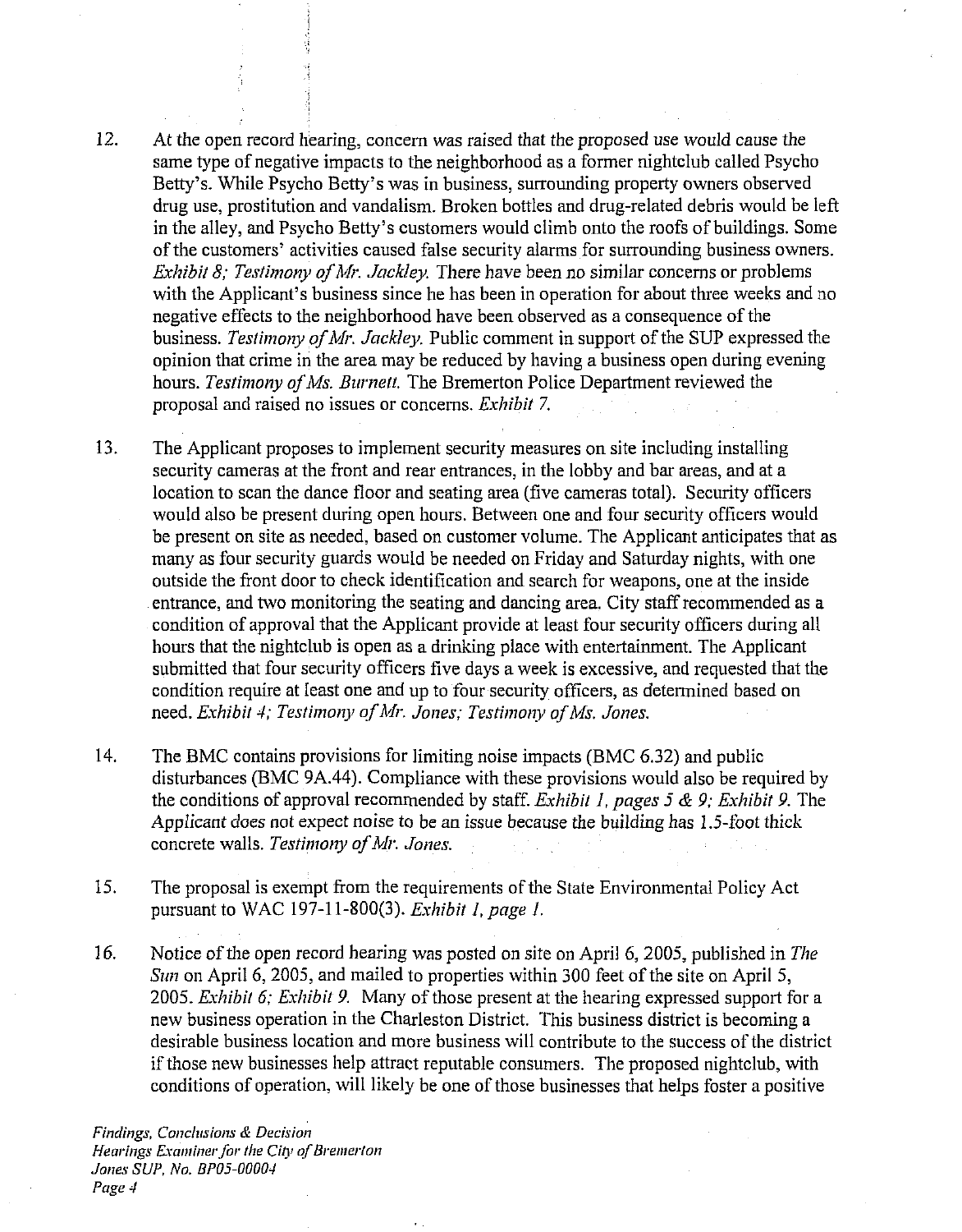12. At the open record hearing, concern was raised that the proposed use would cause the same type of negative impacts to the neighborhood as a former nightclub called Psycho Betty's. While Psycho Betty's was in business, surrounding property owners observed drug use, prostitution and vandalism. Broken bottles and drug-related debris would be left in the alley, and Psycho Betty's customers would climb onto the roofs of buildings. Some of the customers' activities caused false security alarms for surrounding business owners. *Exhibit 8; Testimony of Mr. Jackley.* There have been no similar concerns or problems with the Applicant's business since he has been in operation for about three weeks and no negative effects to the neighborhood have been observed as a consequence of the business. *Testimony of Mr. Jackley.* Public comment in support of the SUP expressed the opinion that crime in the area may be reduced by having a business open during evening hours. *Testimony of Ms. Burnett.* The Bremerton Police Department reviewed the proposal and raised no issues or concerns. *Exhibit 7.*

13. The Applicant proposes to implement security measures on site including installing security cameras at the front and rear entrances, in the lobby and bar areas, and at a location to scan the dance floor and seating area (five cameras total). Security officers would also be present during open hours. Between one and four security officers would be present on site as needed, based on customer volume. The Applicant anticipates that as many as four security guards would be needed on Friday and Saturday nights, with one outside the front door to check identification and search for weapons, one at the inside entrance, and two monitoring the seating and dancing area. City staff recommended as a condition of approval that the Applicant provide at least four security officers during all hours that the nightclub is open as a drinking place with entertainment. The Applicant submitted that four security officers five days a week is excessive, and requested that the condition require at least one and up to four security officers, as determined based on need. *Exhibit 4; Testimony of Mr. Jones; Testimony of Ms. Jones.*

14. The BMC contains provisions for limiting noise impacts (BMC 6.32) and public disturbances (BMC 9A.44). Compliance with these provisions would also be required by the conditions of approval recommended by staff. *Exhibit 1, pages 5 & 9; Exhibit 9.* The Applicant does not expect noise to be an issue because the building has 1.5-foot thick concrete walls. *Testimony of Mr. Jones.*

15. The proposal is exempt from the requirements of the State Environmental Policy Act pursuant to WAC 197-11-800(3). *Exhibit 1, page 1.*

16. Notice of the open record hearing was posted on site on April 6, 2005, published in *The Sun* on April 6, 2005, and mailed to properties within 300 feet of the site on April 5, 2005. *Exhibit 6; Exhibit 9.* Many of those present at the hearing expressed support for a new business operation in the Charleston District. This business district is becoming a desirable business location and more business will contribute to the success of the district if those new businesses help attract reputable consumers. The proposed nightclub, with conditions of operation, will likely be one of those businesses that helps foster a positive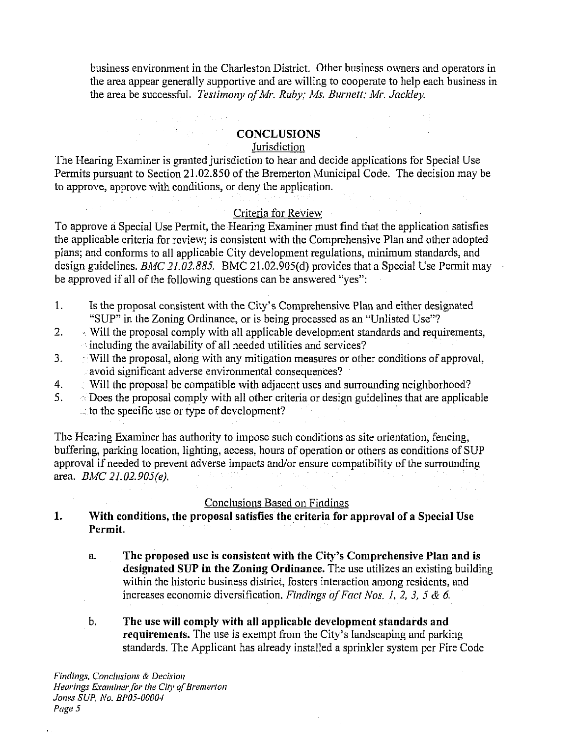business environment in the Charleston District. Other business owners and operators in the area appear generally supportive and are willing to cooperate to help each business in the area be successful. *Testimony of Mr. Ruby; Ms. Burnett; Mr. Jackley.*

## CONCLUSIONS

### Jurisdiction

The Hearing Examiner is granted jurisdiction to hear and decide applications for Special Use Permits pursuant to Section 21.02.850 of the Bremerton Municipal Code. The decision may be to approve, approve with conditions, or deny the application.

### Criteria for Review

To approve a Special Use Permit, the Hearing Examiner must find that the application satisfies the applicable criteria for review; is consistent with the Comprehensive Plan and other adopted plans; and conforms to all applicable City development regulations, minimum standards, and design guidelines. *BMC 21.02.885.* BMC 21.02.905(d) provides that a Special Use Permit may be approved if all of the following questions can be answered "yes":

1. Is the proposal consistent with the City's Comprehensive Plan and either designated "SUP" in the Zoning Ordinance, or is being processed as an "Unlisted Use"?
2. Will the proposal comply with all applicable development standards and requirements, including the availability of all needed utilities and services?
3. Will the proposal, along with any mitigation measures or other conditions of approval, avoid significant adverse environmental consequences?
4. Will the proposal be compatible with adjacent uses and surrounding neighborhood?
5. Does the proposal comply with all other criteria or design guidelines that are applicable to the specific use or type of development?

The Hearing Examiner has authority to impose such conditions as site orientation, fencing, buffering, parking location, lighting, access, hours of operation or others as conditions of SUP approval if needed to prevent adverse impacts and/or ensure compatibility of the surrounding area. *BMC 21.02.905(e).*

### Conclusions Based on Findings

1. **With conditions, the proposal satisfies the criteria for approval of a Special Use Permit.**

    a. **The proposed use is consistent with the City's Comprehensive Plan and is designated SUP in the Zoning Ordinance.** The use utilizes an existing building within the historic business district, fosters interaction among residents, and increases economic diversification. *Findings of Fact Nos. 1, 2, 3, 5 & 6.*

    b. **The use will comply with all applicable development standards and requirements.** The use is exempt from the City's landscaping and parking standards. The Applicant has already installed a sprinkler system per Fire Code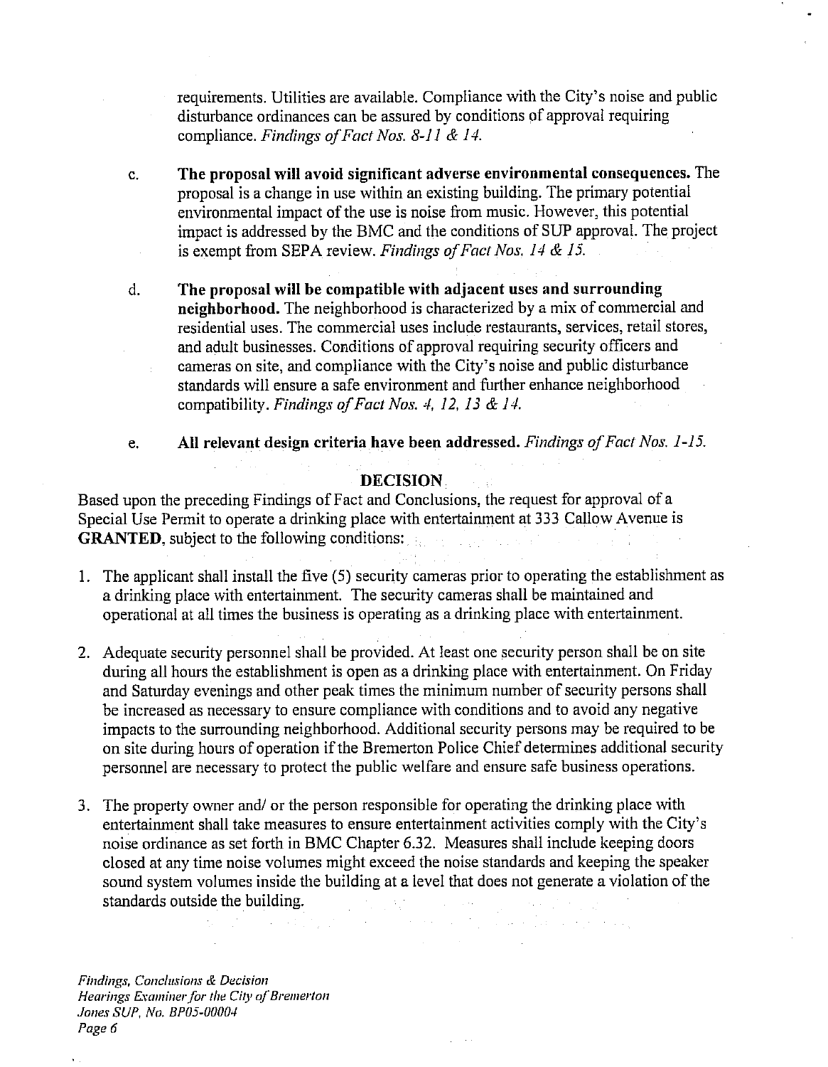requirements. Utilities are available. Compliance with the City's noise and public disturbance ordinances can be assured by conditions of approval requiring compliance. *Findings of Fact Nos. 8-11 & 14.*

c. **The proposal will avoid significant adverse environmental consequences.** The proposal is a change in use within an existing building. The primary potential environmental impact of the use is noise from music. However, this potential impact is addressed by the BMC and the conditions of SUP approval. The project is exempt from SEPA review. *Findings of Fact Nos. 14 & 15.*

d. **The proposal will be compatible with adjacent uses and surrounding neighborhood.** The neighborhood is characterized by a mix of commercial and residential uses. The commercial uses include restaurants, services, retail stores, and adult businesses. Conditions of approval requiring security officers and cameras on site, and compliance with the City's noise and public disturbance standards will ensure a safe environment and further enhance neighborhood compatibility. *Findings of Fact Nos. 4, 12, 13 & 14.*

e. **All relevant design criteria have been addressed.** *Findings of Fact Nos. 1-15.*

## DECISION

Based upon the preceding Findings of Fact and Conclusions, the request for approval of a Special Use Permit to operate a drinking place with entertainment at 333 Callow Avenue is **GRANTED**, subject to the following conditions:

1. The applicant shall install the five (5) security cameras prior to operating the establishment as a drinking place with entertainment. The security cameras shall be maintained and operational at all times the business is operating as a drinking place with entertainment.

2. Adequate security personnel shall be provided. At least one security person shall be on site during all hours the establishment is open as a drinking place with entertainment. On Friday and Saturday evenings and other peak times the minimum number of security persons shall be increased as necessary to ensure compliance with conditions and to avoid any negative impacts to the surrounding neighborhood. Additional security persons may be required to be on site during hours of operation if the Bremerton Police Chief determines additional security personnel are necessary to protect the public welfare and ensure safe business operations.

3. The property owner and/ or the person responsible for operating the drinking place with entertainment shall take measures to ensure entertainment activities comply with the City's noise ordinance as set forth in BMC Chapter 6.32. Measures shall include keeping doors closed at any time noise volumes might exceed the noise standards and keeping the speaker sound system volumes inside the building at a level that does not generate a violation of the standards outside the building.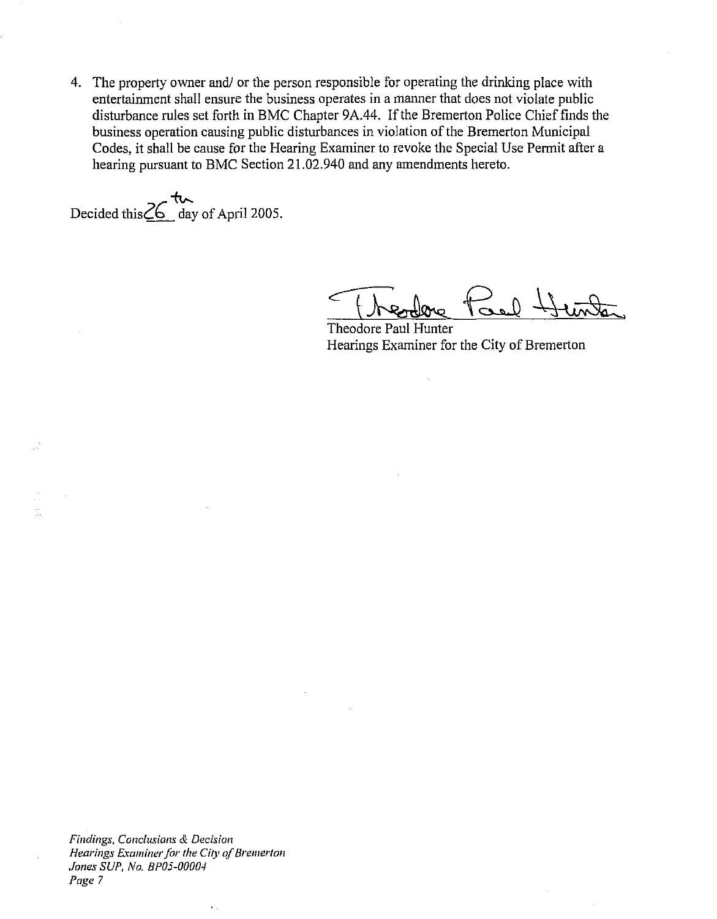4. The property owner and/ or the person responsible for operating the drinking place with entertainment shall ensure the business operates in a manner that does not violate public disturbance rules set forth in BMC Chapter 9A.44. If the Bremerton Police Chief finds the business operation causing public disturbances in violation of the Bremerton Municipal Codes, it shall be cause for the Hearing Examiner to revoke the Special Use Permit after a hearing pursuant to BMC Section 21.02.940 and any amendments hereto.

Decided this 26th day of April 2005.

Theodore Paul Hunter
Hearings Examiner for the City of Bremerton